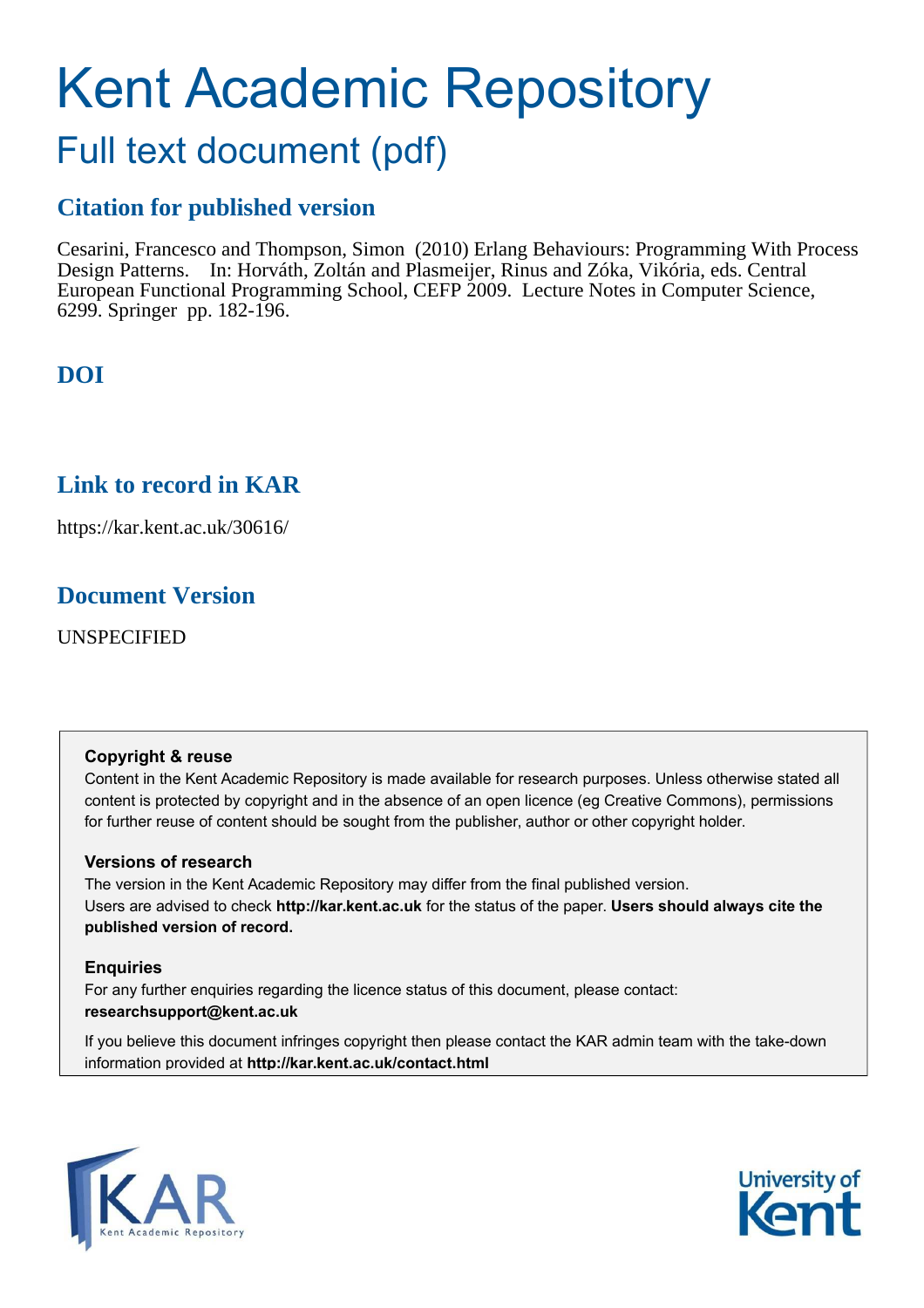# Kent Academic Repository

## Full text document (pdf)

### Citation for published version

Cesarini, Francesco and Thompson, Simon (2010) Erlang Behaviours: Programming With Process Design Patterns. In: Horváth, Zoltán and Plasmeijer, Rinus and Zóka, Vikória, eds. Central European Functional Programming School, CEFP 2009. Lecture Notes in Computer Science, 6299. Springer pp. 182-196.

### DOI

### Link to record in KAR

https://kar.kent.ac.uk/30616/

### Document Version

UNSPECIFIED

**Copyright & reuse**

Content in the Kent Academic Repository is made available for research purposes. Unless otherwise stated all content is protected by copyright and in the absence of an open licence (eg Creative Commons), permissions for further reuse of content should be sought from the publisher, author or other copyright holder.

**Versions of research**

The version in the Kent Academic Repository may differ from the final published version. Users are advised to check **http://kar.kent.ac.uk** for the status of the paper. **Users should always cite the published version of record.**

**Enquiries**

For any further enquiries regarding the licence status of this document, please contact: **researchsupport@kent.ac.uk**

If you believe this document infringes copyright then please contact the KAR admin team with the take-down information provided at **http://kar.kent.ac.uk/contact.html**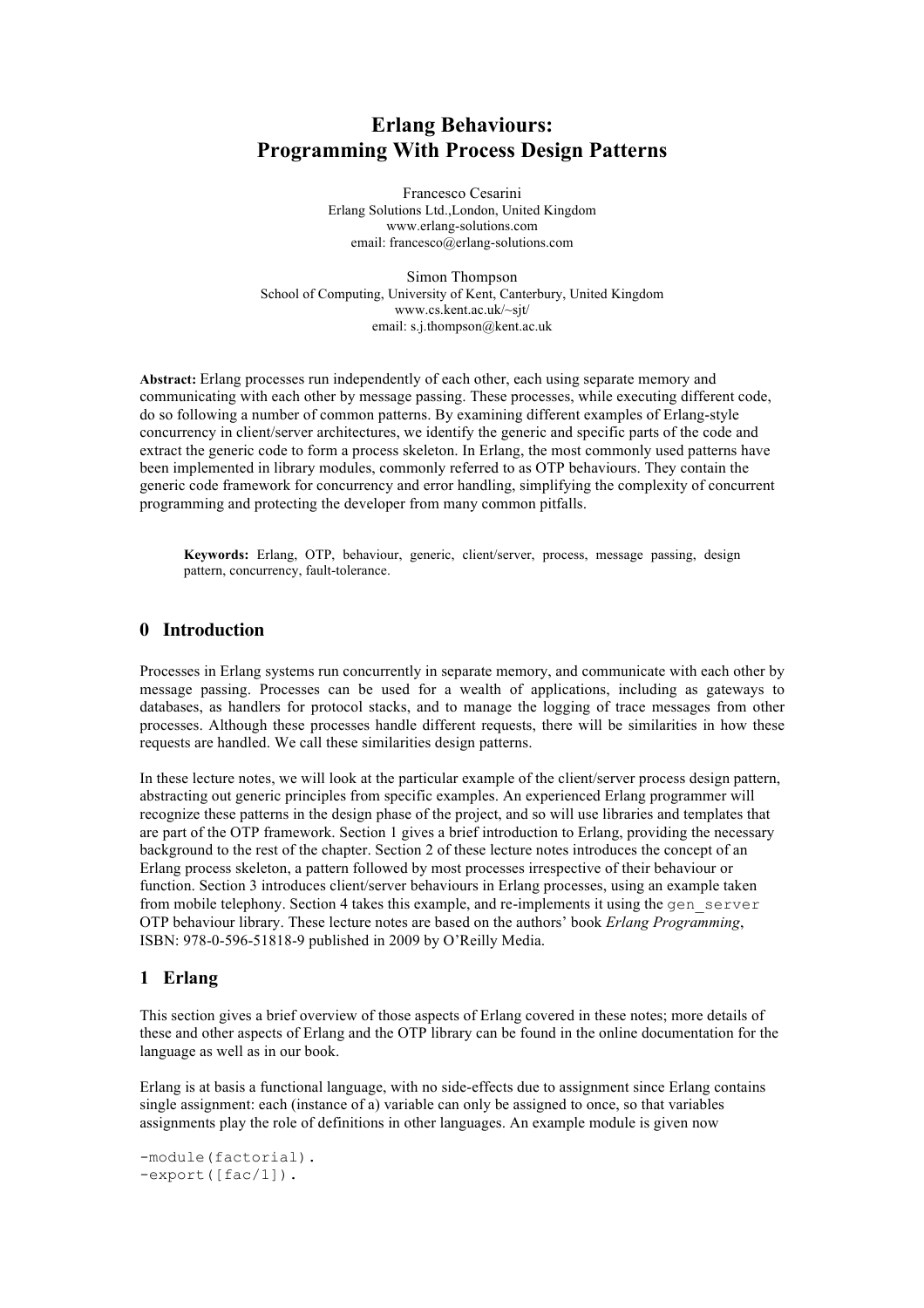# Erlang Behaviours: Programming With Process Design Patterns

Francesco Cesarini
Erlang Solutions Ltd.,London, United Kingdom
www.erlang-solutions.com
email: francesco@erlang-solutions.com

Simon Thompson
School of Computing, University of Kent, Canterbury, United Kingdom
www.cs.kent.ac.uk/~sjt/
email: s.j.thompson@kent.ac.uk

**Abstract:** Erlang processes run independently of each other, each using separate memory and communicating with each other by message passing. These processes, while executing different code, do so following a number of common patterns. By examining different examples of Erlang-style concurrency in client/server architectures, we identify the generic and specific parts of the code and extract the generic code to form a process skeleton. In Erlang, the most commonly used patterns have been implemented in library modules, commonly referred to as OTP behaviours. They contain the generic code framework for concurrency and error handling, simplifying the complexity of concurrent programming and protecting the developer from many common pitfalls.

**Keywords:** Erlang, OTP, behaviour, generic, client/server, process, message passing, design pattern, concurrency, fault-tolerance.

## 0 Introduction

Processes in Erlang systems run concurrently in separate memory, and communicate with each other by message passing. Processes can be used for a wealth of applications, including as gateways to databases, as handlers for protocol stacks, and to manage the logging of trace messages from other processes. Although these processes handle different requests, there will be similarities in how these requests are handled. We call these similarities design patterns.

In these lecture notes, we will look at the particular example of the client/server process design pattern, abstracting out generic principles from specific examples. An experienced Erlang programmer will recognize these patterns in the design phase of the project, and so will use libraries and templates that are part of the OTP framework. Section 1 gives a brief introduction to Erlang, providing the necessary background to the rest of the chapter. Section 2 of these lecture notes introduces the concept of an Erlang process skeleton, a pattern followed by most processes irrespective of their behaviour or function. Section 3 introduces client/server behaviours in Erlang processes, using an example taken from mobile telephony. Section 4 takes this example, and re-implements it using the `gen_server` OTP behaviour library. These lecture notes are based on the authors' book *Erlang Programming*, ISBN: 978-0-596-51818-9 published in 2009 by O'Reilly Media.

## 1 Erlang

This section gives a brief overview of those aspects of Erlang covered in these notes; more details of these and other aspects of Erlang and the OTP library can be found in the online documentation for the language as well as in our book.

Erlang is at basis a functional language, with no side-effects due to assignment since Erlang contains single assignment: each (instance of a) variable can only be assigned to once, so that variables assignments play the role of definitions in other languages. An example module is given now

```
-module(factorial).
-export([fac/1]).
```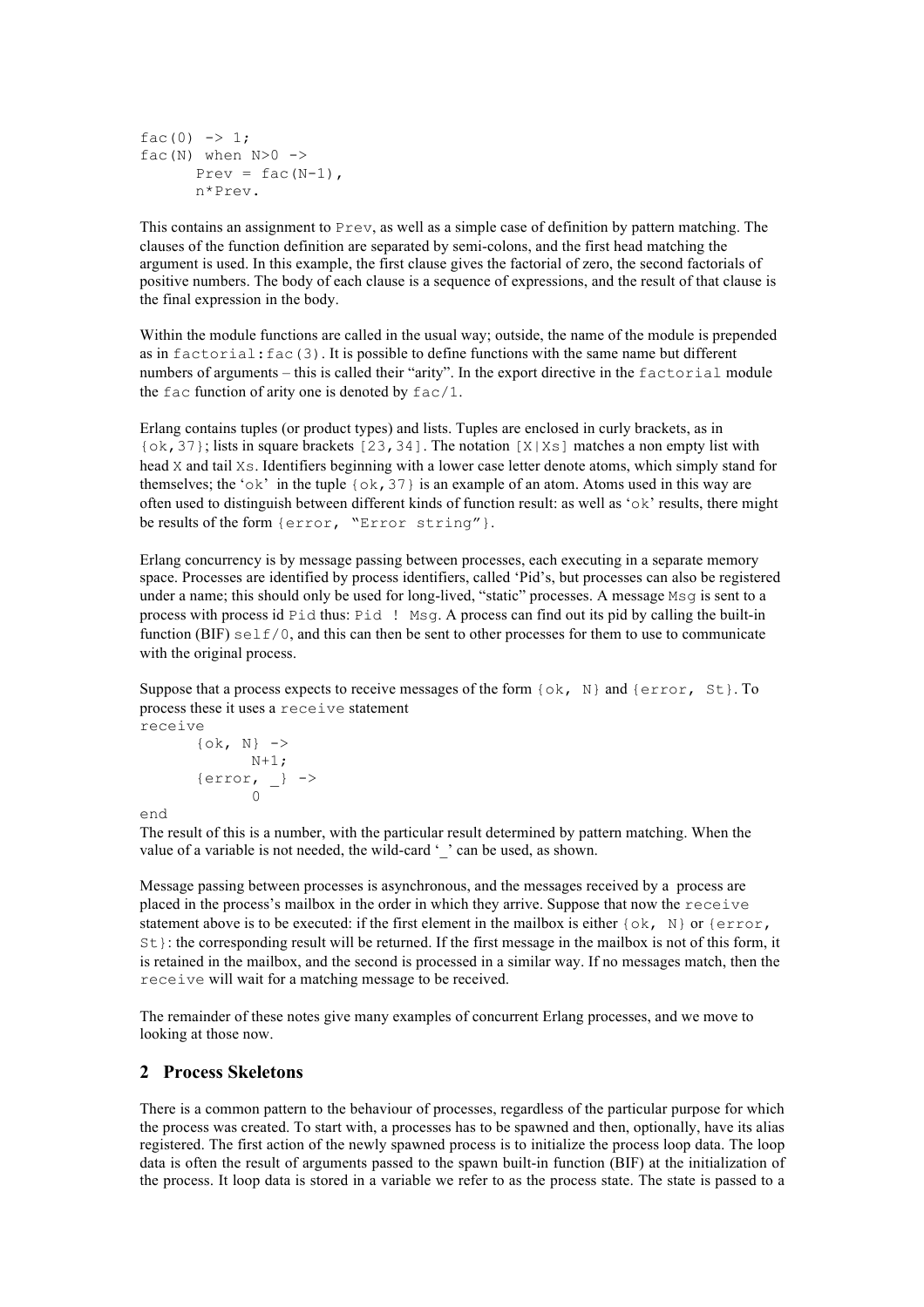```
fac(0) -> 1;
fac(N) when N>0 ->
       Prev = fac(N-1),
       n*Prev.
```

This contains an assignment to `Prev`, as well as a simple case of definition by pattern matching. The clauses of the function definition are separated by semi-colons, and the first head matching the argument is used. In this example, the first clause gives the factorial of zero, the second factorials of positive numbers. The body of each clause is a sequence of expressions, and the result of that clause is the final expression in the body.

Within the module functions are called in the usual way; outside, the name of the module is prepended as in `factorial:fac(3)`. It is possible to define functions with the same name but different numbers of arguments – this is called their "arity". In the export directive in the `factorial` module the `fac` function of arity one is denoted by `fac/1`.

Erlang contains tuples (or product types) and lists. Tuples are enclosed in curly brackets, as in `{ok,37}`; lists in square brackets `[23,34]`. The notation `[X|Xs]` matches a non empty list with head `X` and tail `Xs`. Identifiers beginning with a lower case letter denote atoms, which simply stand for themselves; the '`ok`' in the tuple `{ok,37}` is an example of an atom. Atoms used in this way are often used to distinguish between different kinds of function result: as well as '`ok`' results, there might be results of the form `{error, "Error string"}`.

Erlang concurrency is by message passing between processes, each executing in a separate memory space. Processes are identified by process identifiers, called 'Pid's, but processes can also be registered under a name; this should only be used for long-lived, "static" processes. A message `Msg` is sent to a process with process id `Pid` thus: `Pid ! Msg`. A process can find out its pid by calling the built-in function (BIF) `self/0`, and this can then be sent to other processes for them to use to communicate with the original process.

Suppose that a process expects to receive messages of the form `{ok, N}` and `{error, St}`. To process these it uses a `receive` statement

```
receive
       {ok, N} ->
              N+1;
       {error, _} ->
              0
end
```

The result of this is a number, with the particular result determined by pattern matching. When the value of a variable is not needed, the wild-card '_' can be used, as shown.

Message passing between processes is asynchronous, and the messages received by a process are placed in the process's mailbox in the order in which they arrive. Suppose that now the `receive` statement above is to be executed: if the first element in the mailbox is either `{ok, N}` or `{error, St}`: the corresponding result will be returned. If the first message in the mailbox is not of this form, it is retained in the mailbox, and the second is processed in a similar way. If no messages match, then the `receive` will wait for a matching message to be received.

The remainder of these notes give many examples of concurrent Erlang processes, and we move to looking at those now.

## 2 Process Skeletons

There is a common pattern to the behaviour of processes, regardless of the particular purpose for which the process was created. To start with, a processes has to be spawned and then, optionally, have its alias registered. The first action of the newly spawned process is to initialize the process loop data. The loop data is often the result of arguments passed to the spawn built-in function (BIF) at the initialization of the process. It loop data is stored in a variable we refer to as the process state. The state is passed to a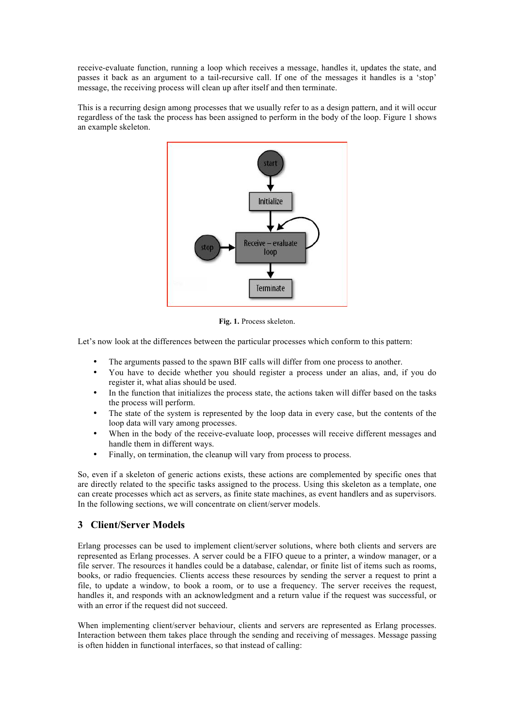receive-evaluate function, running a loop which receives a message, handles it, updates the state, and passes it back as an argument to a tail-recursive call. If one of the messages it handles is a 'stop' message, the receiving process will clean up after itself and then terminate.

This is a recurring design among processes that we usually refer to as a design pattern, and it will occur regardless of the task the process has been assigned to perform in the body of the loop. Figure 1 shows an example skeleton.

start

Initialize

stop

Receive – evaluate loop

Terminate

**Fig. 1.** Process skeleton.

Let's now look at the differences between the particular processes which conform to this pattern:

- The arguments passed to the spawn BIF calls will differ from one process to another.
- You have to decide whether you should register a process under an alias, and, if you do register it, what alias should be used.
- In the function that initializes the process state, the actions taken will differ based on the tasks the process will perform.
- The state of the system is represented by the loop data in every case, but the contents of the loop data will vary among processes.
- When in the body of the receive-evaluate loop, processes will receive different messages and handle them in different ways.
- Finally, on termination, the cleanup will vary from process to process.

So, even if a skeleton of generic actions exists, these actions are complemented by specific ones that are directly related to the specific tasks assigned to the process. Using this skeleton as a template, one can create processes which act as servers, as finite state machines, as event handlers and as supervisors. In the following sections, we will concentrate on client/server models.

## 3 Client/Server Models

Erlang processes can be used to implement client/server solutions, where both clients and servers are represented as Erlang processes. A server could be a FIFO queue to a printer, a window manager, or a file server. The resources it handles could be a database, calendar, or finite list of items such as rooms, books, or radio frequencies. Clients access these resources by sending the server a request to print a file, to update a window, to book a room, or to use a frequency. The server receives the request, handles it, and responds with an acknowledgment and a return value if the request was successful, or with an error if the request did not succeed.

When implementing client/server behaviour, clients and servers are represented as Erlang processes. Interaction between them takes place through the sending and receiving of messages. Message passing is often hidden in functional interfaces, so that instead of calling: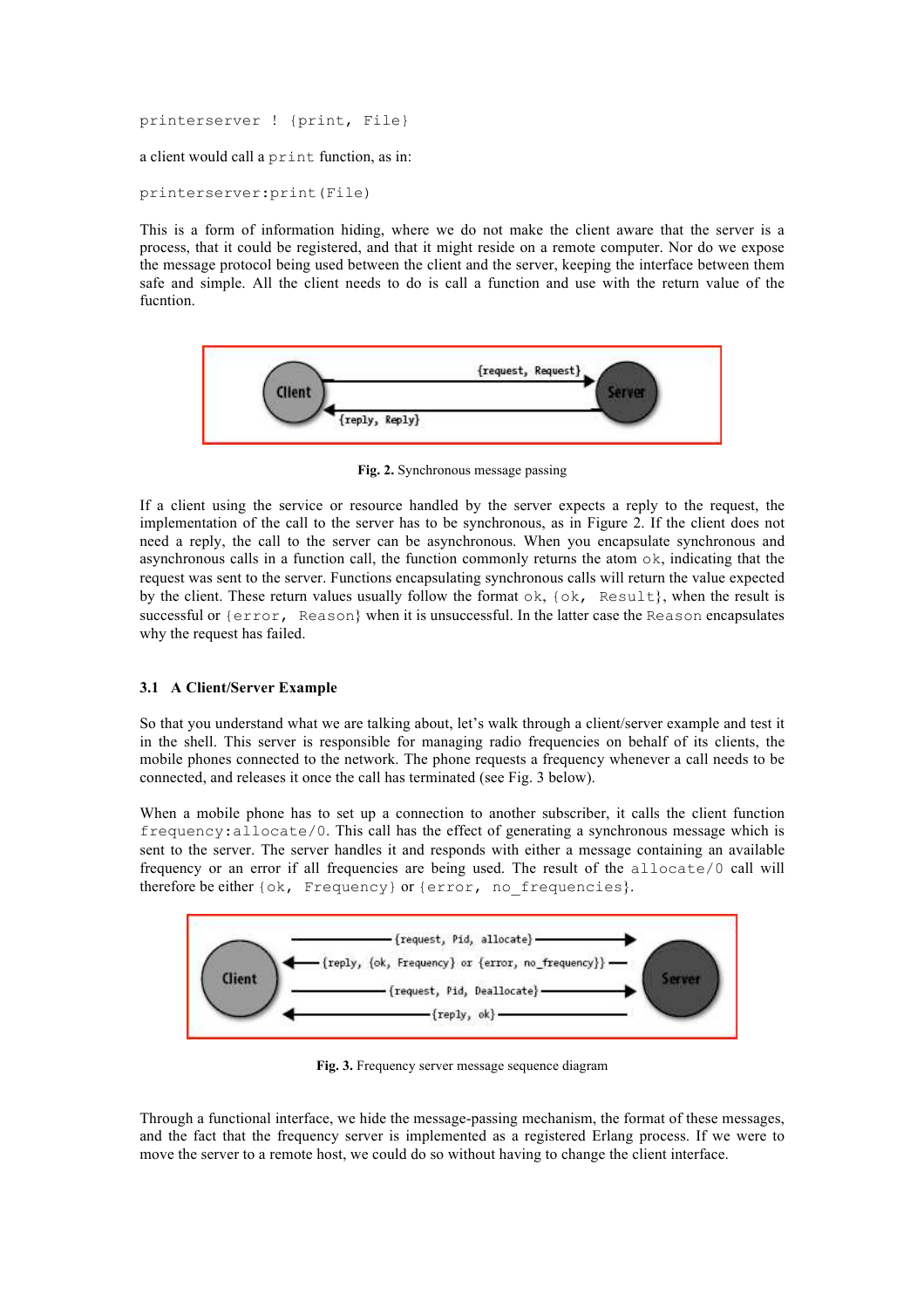```
printerserver ! {print, File}
```

a client would call a `print` function, as in:

```
printerserver:print(File)
```

This is a form of information hiding, where we do not make the client aware that the server is a process, that it could be registered, and that it might reside on a remote computer. Nor do we expose the message protocol being used between the client and the server, keeping the interface between them safe and simple. All the client needs to do is call a function and use with the return value of the fucntion.

{request, Request}
Client
Server
{reply, Reply}

**Fig. 2.** Synchronous message passing

If a client using the service or resource handled by the server expects a reply to the request, the implementation of the call to the server has to be synchronous, as in Figure 2. If the client does not need a reply, the call to the server can be asynchronous. When you encapsulate synchronous and asynchronous calls in a function call, the function commonly returns the atom `ok`, indicating that the request was sent to the server. Functions encapsulating synchronous calls will return the value expected by the client. These return values usually follow the format `ok`, `{ok, Result}`, when the result is successful or `{error, Reason}` when it is unsuccessful. In the latter case the `Reason` encapsulates why the request has failed.

### 3.1 A Client/Server Example

So that you understand what we are talking about, let's walk through a client/server example and test it in the shell. This server is responsible for managing radio frequencies on behalf of its clients, the mobile phones connected to the network. The phone requests a frequency whenever a call needs to be connected, and releases it once the call has terminated (see Fig. 3 below).

When a mobile phone has to set up a connection to another subscriber, it calls the client function `frequency:allocate/0`. This call has the effect of generating a synchronous message which is sent to the server. The server handles it and responds with either a message containing an available frequency or an error if all frequencies are being used. The result of the `allocate/0` call will therefore be either `{ok, Frequency}` or `{error, no_frequencies}`.

{request, Pid, allocate}
{reply, {ok, Frequency} or {error, no_frequency}}
Client
Server
{request, Pid, Deallocate}
{reply, ok}

**Fig. 3.** Frequency server message sequence diagram

Through a functional interface, we hide the message-passing mechanism, the format of these messages, and the fact that the frequency server is implemented as a registered Erlang process. If we were to move the server to a remote host, we could do so without having to change the client interface.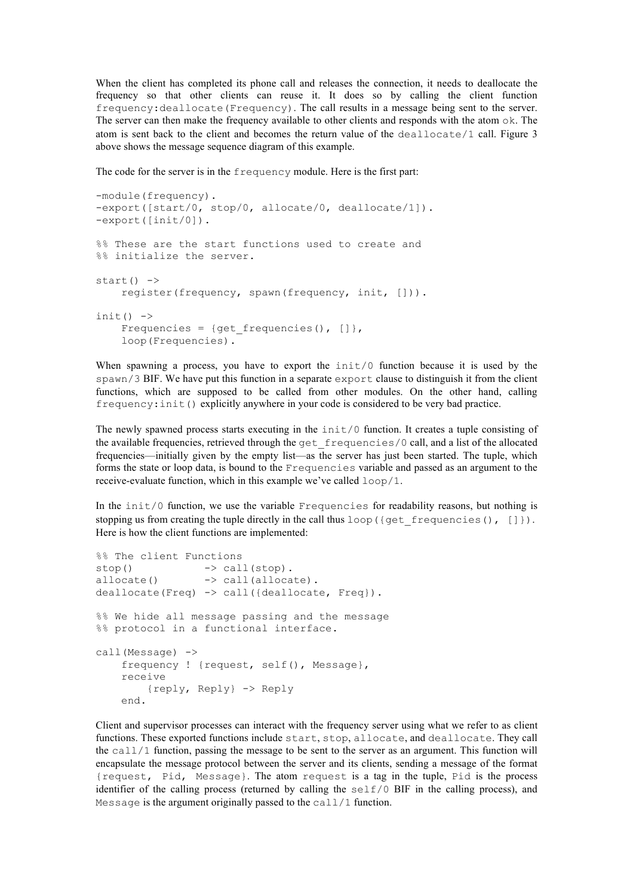When the client has completed its phone call and releases the connection, it needs to deallocate the frequency so that other clients can reuse it. It does so by calling the client function `frequency:deallocate(Frequency)`. The call results in a message being sent to the server. The server can then make the frequency available to other clients and responds with the atom `ok`. The atom is sent back to the client and becomes the return value of the `deallocate/1` call. Figure 3 above shows the message sequence diagram of this example.

The code for the server is in the `frequency` module. Here is the first part:

```
-module(frequency).
-export([start/0, stop/0, allocate/0, deallocate/1]).
-export([init/0]).

%% These are the start functions used to create and
%% initialize the server.

start() ->
    register(frequency, spawn(frequency, init, [])).

init() ->
    Frequencies = {get_frequencies(), []},
    loop(Frequencies).
```

When spawning a process, you have to export the `init/0` function because it is used by the `spawn/3` BIF. We have put this function in a separate `export` clause to distinguish it from the client functions, which are supposed to be called from other modules. On the other hand, calling `frequency:init()` explicitly anywhere in your code is considered to be very bad practice.

The newly spawned process starts executing in the `init/0` function. It creates a tuple consisting of the available frequencies, retrieved through the `get_frequencies/0` call, and a list of the allocated frequencies—initially given by the empty list—as the server has just been started. The tuple, which forms the state or loop data, is bound to the `Frequencies` variable and passed as an argument to the receive-evaluate function, which in this example we've called `loop/1`.

In the `init/0` function, we use the variable `Frequencies` for readability reasons, but nothing is stopping us from creating the tuple directly in the call thus `loop({get_frequencies(), []})`. Here is how the client functions are implemented:

```
%% The client Functions
stop()           -> call(stop).
allocate()       -> call(allocate).
deallocate(Freq) -> call({deallocate, Freq}).

%% We hide all message passing and the message
%% protocol in a functional interface.

call(Message) ->
    frequency ! {request, self(), Message},
    receive
        {reply, Reply} -> Reply
    end.
```

Client and supervisor processes can interact with the frequency server using what we refer to as client functions. These exported functions include `start`, `stop`, `allocate`, and `deallocate`. They call the `call/1` function, passing the message to be sent to the server as an argument. This function will encapsulate the message protocol between the server and its clients, sending a message of the format `{request, Pid, Message}`. The atom `request` is a tag in the tuple, `Pid` is the process identifier of the calling process (returned by calling the `self/0` BIF in the calling process), and `Message` is the argument originally passed to the `call/1` function.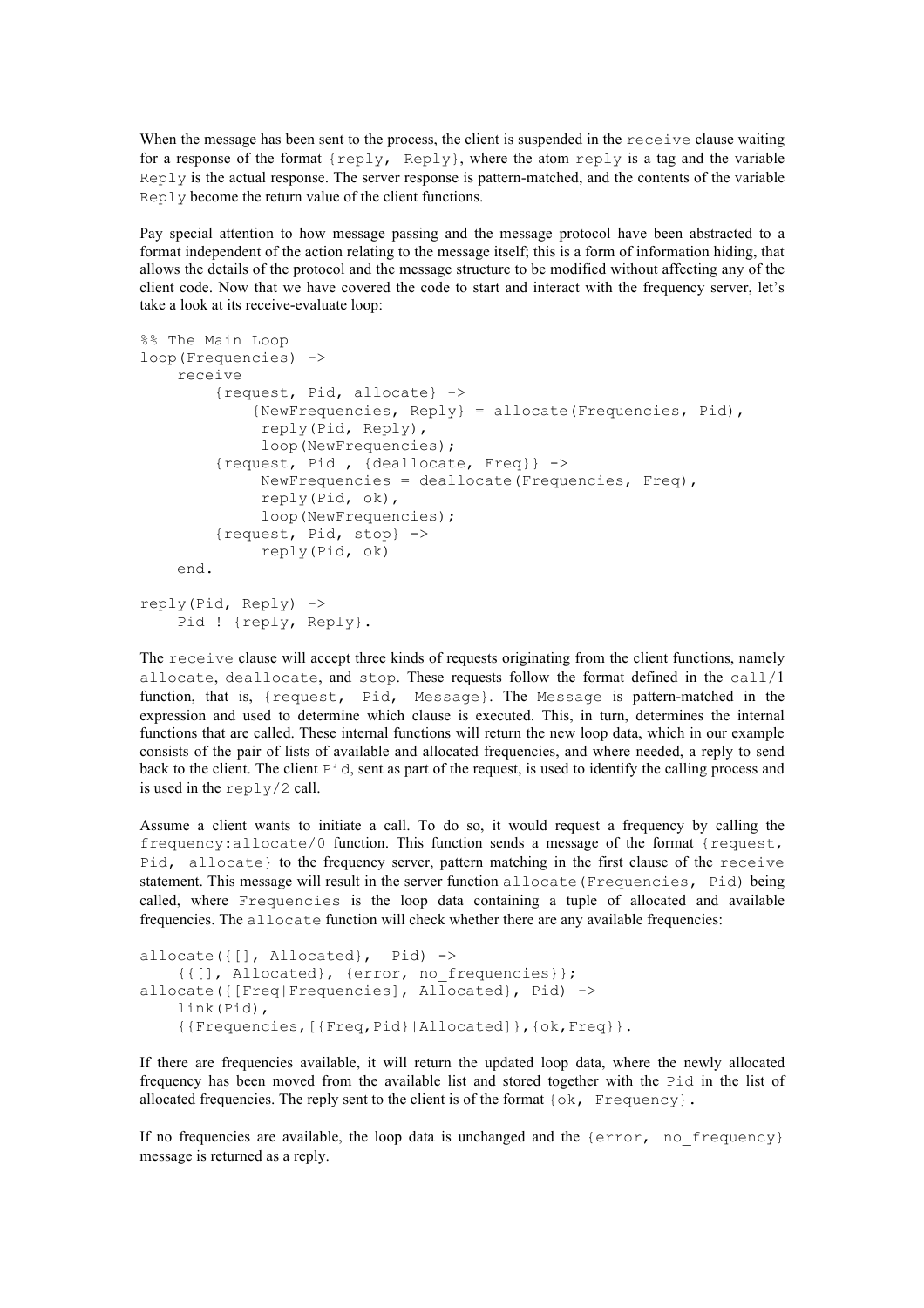When the message has been sent to the process, the client is suspended in the `receive` clause waiting for a response of the format `{reply, Reply}`, where the atom `reply` is a tag and the variable `Reply` is the actual response. The server response is pattern-matched, and the contents of the variable `Reply` become the return value of the client functions.

Pay special attention to how message passing and the message protocol have been abstracted to a format independent of the action relating to the message itself; this is a form of information hiding, that allows the details of the protocol and the message structure to be modified without affecting any of the client code. Now that we have covered the code to start and interact with the frequency server, let's take a look at its receive-evaluate loop:

```
%% The Main Loop
loop(Frequencies) ->
    receive
        {request, Pid, allocate} ->
            {NewFrequencies, Reply} = allocate(Frequencies, Pid),
             reply(Pid, Reply),
             loop(NewFrequencies);
        {request, Pid , {deallocate, Freq}} ->
             NewFrequencies = deallocate(Frequencies, Freq),
             reply(Pid, ok),
             loop(NewFrequencies);
        {request, Pid, stop} ->
             reply(Pid, ok)
    end.

reply(Pid, Reply) ->
    Pid ! {reply, Reply}.
```

The `receive` clause will accept three kinds of requests originating from the client functions, namely `allocate`, `deallocate`, and `stop`. These requests follow the format defined in the `call/1` function, that is, `{request, Pid, Message}`. The `Message` is pattern-matched in the expression and used to determine which clause is executed. This, in turn, determines the internal functions that are called. These internal functions will return the new loop data, which in our example consists of the pair of lists of available and allocated frequencies, and where needed, a reply to send back to the client. The client `Pid`, sent as part of the request, is used to identify the calling process and is used in the `reply/2` call.

Assume a client wants to initiate a call. To do so, it would request a frequency by calling the `frequency:allocate/0` function. This function sends a message of the format `{request, Pid, allocate}` to the frequency server, pattern matching in the first clause of the `receive` statement. This message will result in the server function `allocate(Frequencies, Pid)` being called, where `Frequencies` is the loop data containing a tuple of allocated and available frequencies. The `allocate` function will check whether there are any available frequencies:

```
allocate({[], Allocated}, _Pid) ->
    {{[], Allocated}, {error, no_frequencies}};
allocate({[Freq|Frequencies], Allocated}, Pid) ->
    link(Pid),
    {{Frequencies,[{Freq,Pid}|Allocated]},{ok,Freq}}.
```

If there are frequencies available, it will return the updated loop data, where the newly allocated frequency has been moved from the available list and stored together with the `Pid` in the list of allocated frequencies. The reply sent to the client is of the format `{ok, Frequency}`.

If no frequencies are available, the loop data is unchanged and the `{error, no_frequency}` message is returned as a reply.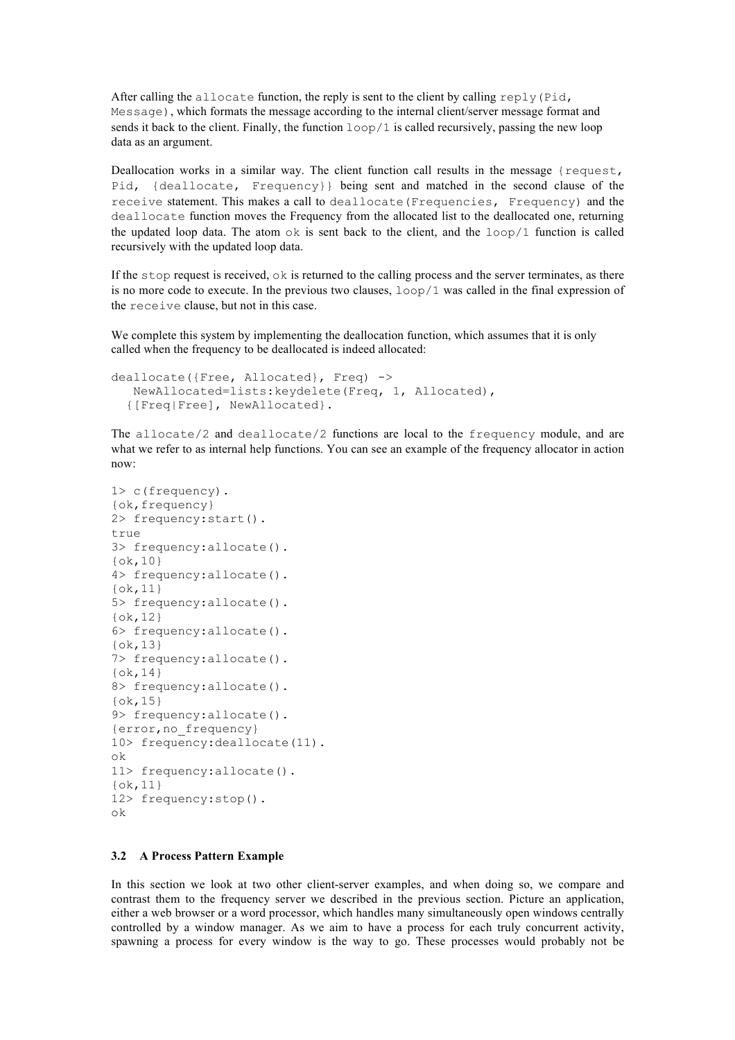After calling the `allocate` function, the reply is sent to the client by calling `reply(Pid, Message)`, which formats the message according to the internal client/server message format and sends it back to the client. Finally, the function `loop/1` is called recursively, passing the new loop data as an argument.

Deallocation works in a similar way. The client function call results in the message `{request, Pid, {deallocate, Frequency}}` being sent and matched in the second clause of the `receive` statement. This makes a call to `deallocate(Frequencies, Frequency)` and the `deallocate` function moves the Frequency from the allocated list to the deallocated one, returning the updated loop data. The atom `ok` is sent back to the client, and the `loop/1` function is called recursively with the updated loop data.

If the `stop` request is received, `ok` is returned to the calling process and the server terminates, as there is no more code to execute. In the previous two clauses, `loop/1` was called in the final expression of the `receive` clause, but not in this case.

We complete this system by implementing the deallocation function, which assumes that it is only called when the frequency to be deallocated is indeed allocated:

```
deallocate({Free, Allocated}, Freq) ->
   NewAllocated=lists:keydelete(Freq, 1, Allocated),
  {[Freq|Free], NewAllocated}.
```

The `allocate/2` and `deallocate/2` functions are local to the `frequency` module, and are what we refer to as internal help functions. You can see an example of the frequency allocator in action now:

```
1> c(frequency).
{ok,frequency}
2> frequency:start().
true
3> frequency:allocate().
{ok,10}
4> frequency:allocate().
{ok,11}
5> frequency:allocate().
{ok,12}
6> frequency:allocate().
{ok,13}
7> frequency:allocate().
{ok,14}
8> frequency:allocate().
{ok,15}
9> frequency:allocate().
{error,no_frequency}
10> frequency:deallocate(11).
ok
11> frequency:allocate().
{ok,11}
12> frequency:stop().
ok
```

### 3.2 A Process Pattern Example

In this section we look at two other client-server examples, and when doing so, we compare and contrast them to the frequency server we described in the previous section. Picture an application, either a web browser or a word processor, which handles many simultaneously open windows centrally controlled by a window manager. As we aim to have a process for each truly concurrent activity, spawning a process for every window is the way to go. These processes would probably not be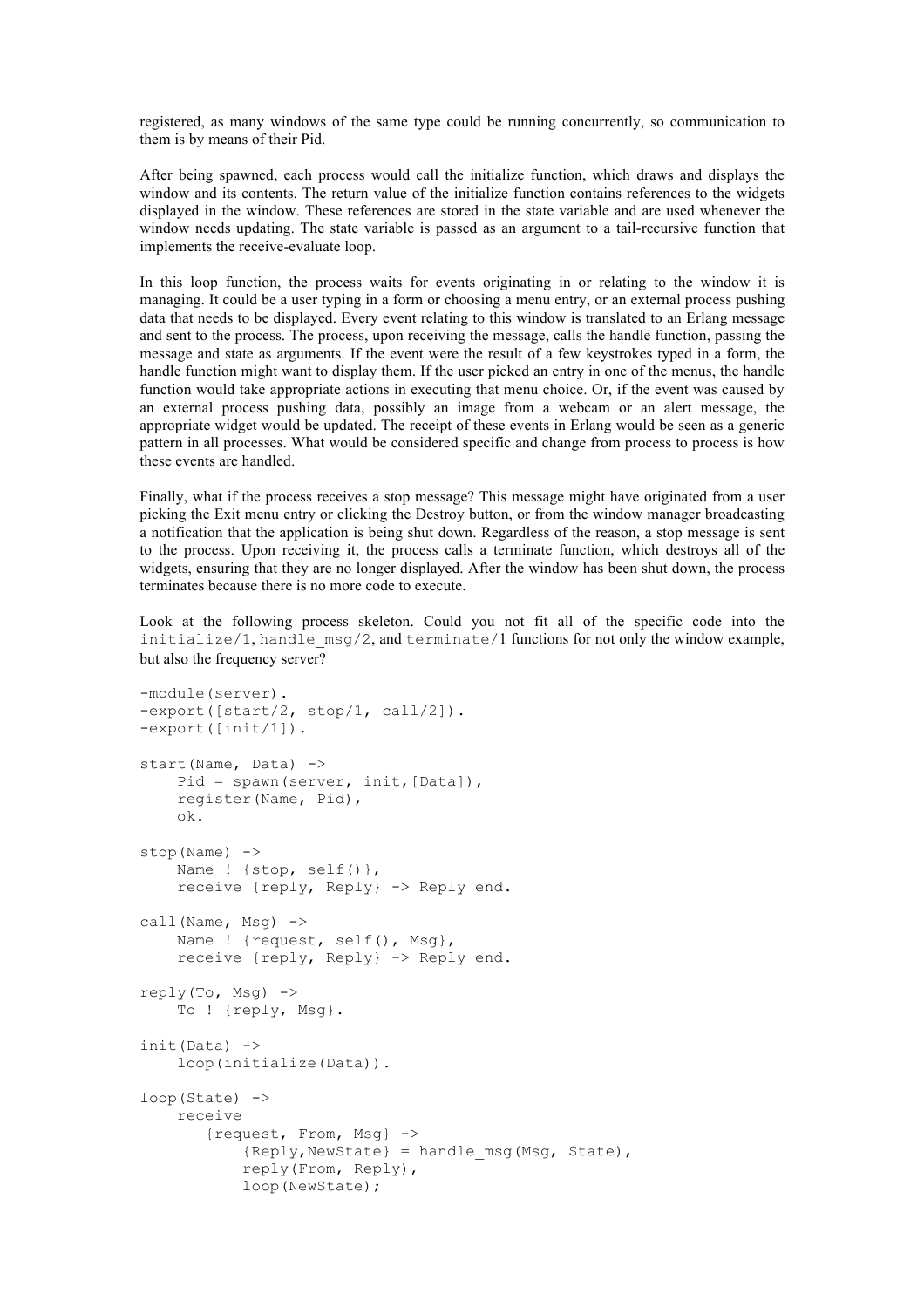registered, as many windows of the same type could be running concurrently, so communication to them is by means of their Pid.

After being spawned, each process would call the initialize function, which draws and displays the window and its contents. The return value of the initialize function contains references to the widgets displayed in the window. These references are stored in the state variable and are used whenever the window needs updating. The state variable is passed as an argument to a tail-recursive function that implements the receive-evaluate loop.

In this loop function, the process waits for events originating in or relating to the window it is managing. It could be a user typing in a form or choosing a menu entry, or an external process pushing data that needs to be displayed. Every event relating to this window is translated to an Erlang message and sent to the process. The process, upon receiving the message, calls the handle function, passing the message and state as arguments. If the event were the result of a few keystrokes typed in a form, the handle function might want to display them. If the user picked an entry in one of the menus, the handle function would take appropriate actions in executing that menu choice. Or, if the event was caused by an external process pushing data, possibly an image from a webcam or an alert message, the appropriate widget would be updated. The receipt of these events in Erlang would be seen as a generic pattern in all processes. What would be considered specific and change from process to process is how these events are handled.

Finally, what if the process receives a stop message? This message might have originated from a user picking the Exit menu entry or clicking the Destroy button, or from the window manager broadcasting a notification that the application is being shut down. Regardless of the reason, a stop message is sent to the process. Upon receiving it, the process calls a terminate function, which destroys all of the widgets, ensuring that they are no longer displayed. After the window has been shut down, the process terminates because there is no more code to execute.

Look at the following process skeleton. Could you not fit all of the specific code into the `initialize/1`, `handle_msg/2`, and `terminate/1` functions for not only the window example, but also the frequency server?

```
-module(server).
-export([start/2, stop/1, call/2]).
-export([init/1]).

start(Name, Data) ->
    Pid = spawn(server, init,[Data]),
    register(Name, Pid),
    ok.

stop(Name) ->
    Name ! {stop, self()},
    receive {reply, Reply} -> Reply end.

call(Name, Msg) ->
    Name ! {request, self(), Msg},
    receive {reply, Reply} -> Reply end.

reply(To, Msg) ->
    To ! {reply, Msg}.

init(Data) ->
    loop(initialize(Data)).

loop(State) ->
    receive
       {request, From, Msg} ->
           {Reply,NewState} = handle_msg(Msg, State),
           reply(From, Reply),
           loop(NewState);
```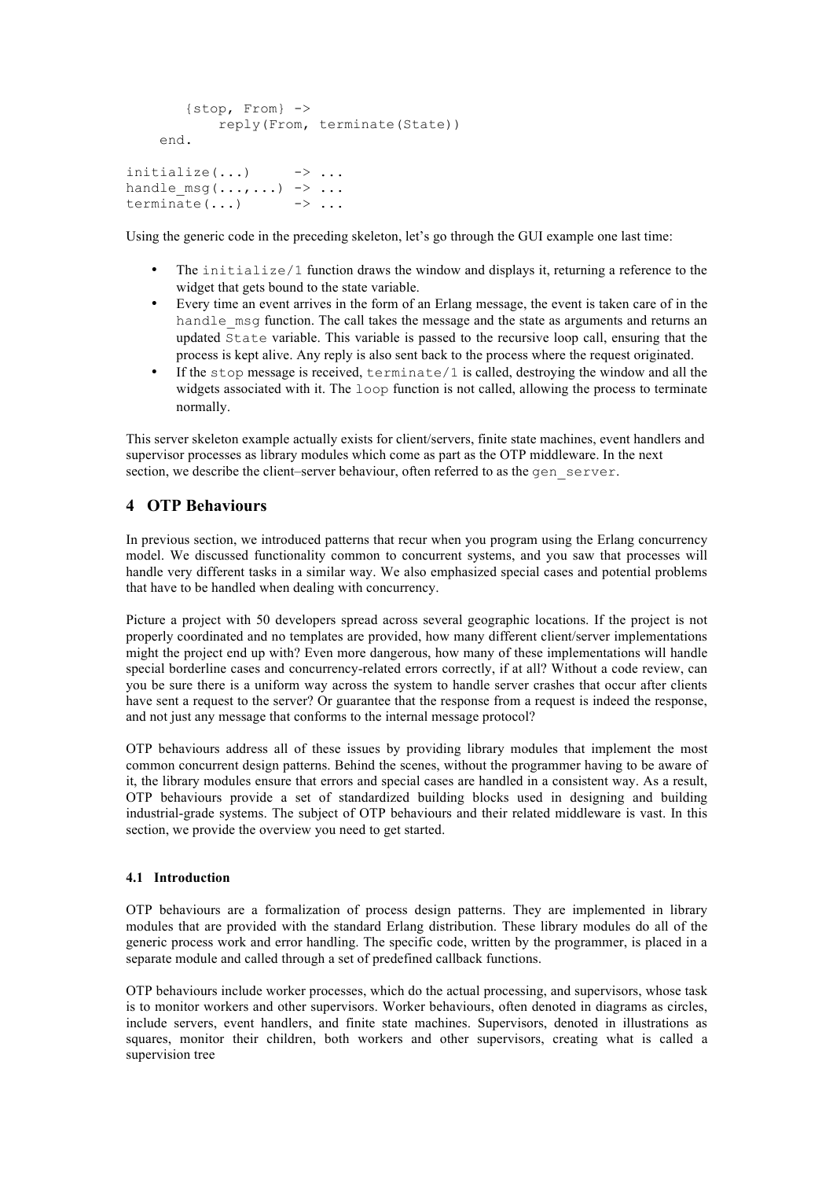```
        {stop, From} ->
            reply(From, terminate(State))
    end.

initialize(...)      -> ...
handle_msg(...,...) -> ...
terminate(...)       -> ...
```

Using the generic code in the preceding skeleton, let's go through the GUI example one last time:

- The `initialize/1` function draws the window and displays it, returning a reference to the widget that gets bound to the state variable.
- Every time an event arrives in the form of an Erlang message, the event is taken care of in the `handle_msg` function. The call takes the message and the state as arguments and returns an updated `State` variable. This variable is passed to the recursive loop call, ensuring that the process is kept alive. Any reply is also sent back to the process where the request originated.
- If the `stop` message is received, `terminate/1` is called, destroying the window and all the widgets associated with it. The `loop` function is not called, allowing the process to terminate normally.

This server skeleton example actually exists for client/servers, finite state machines, event handlers and supervisor processes as library modules which come as part as the OTP middleware. In the next section, we describe the client–server behaviour, often referred to as the `gen_server`.

## 4 OTP Behaviours

In previous section, we introduced patterns that recur when you program using the Erlang concurrency model. We discussed functionality common to concurrent systems, and you saw that processes will handle very different tasks in a similar way. We also emphasized special cases and potential problems that have to be handled when dealing with concurrency.

Picture a project with 50 developers spread across several geographic locations. If the project is not properly coordinated and no templates are provided, how many different client/server implementations might the project end up with? Even more dangerous, how many of these implementations will handle special borderline cases and concurrency-related errors correctly, if at all? Without a code review, can you be sure there is a uniform way across the system to handle server crashes that occur after clients have sent a request to the server? Or guarantee that the response from a request is indeed the response, and not just any message that conforms to the internal message protocol?

OTP behaviours address all of these issues by providing library modules that implement the most common concurrent design patterns. Behind the scenes, without the programmer having to be aware of it, the library modules ensure that errors and special cases are handled in a consistent way. As a result, OTP behaviours provide a set of standardized building blocks used in designing and building industrial-grade systems. The subject of OTP behaviours and their related middleware is vast. In this section, we provide the overview you need to get started.

### 4.1 Introduction

OTP behaviours are a formalization of process design patterns. They are implemented in library modules that are provided with the standard Erlang distribution. These library modules do all of the generic process work and error handling. The specific code, written by the programmer, is placed in a separate module and called through a set of predefined callback functions.

OTP behaviours include worker processes, which do the actual processing, and supervisors, whose task is to monitor workers and other supervisors. Worker behaviours, often denoted in diagrams as circles, include servers, event handlers, and finite state machines. Supervisors, denoted in illustrations as squares, monitor their children, both workers and other supervisors, creating what is called a supervision tree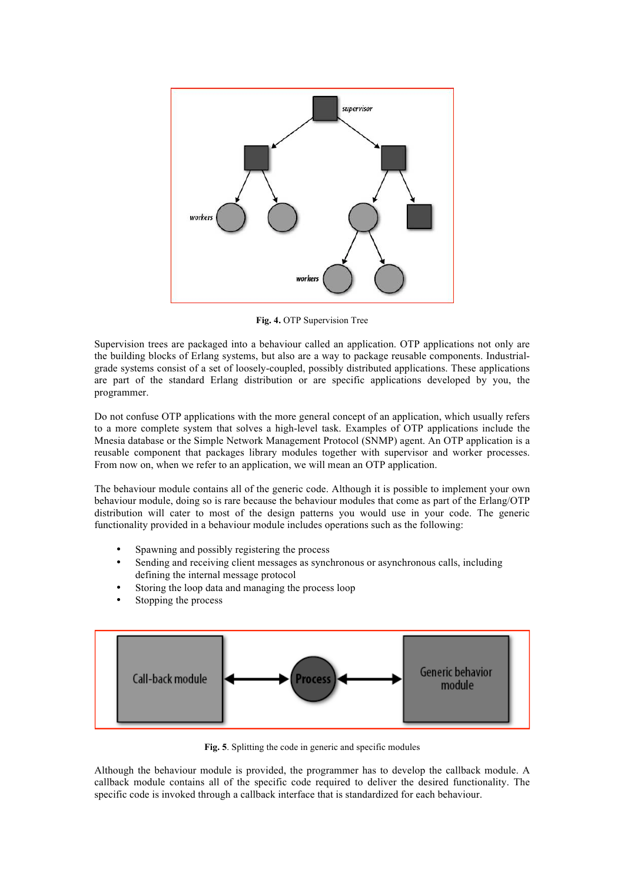supervisor

workers

workers

**Fig. 4.** OTP Supervision Tree

Supervision trees are packaged into a behaviour called an application. OTP applications not only are the building blocks of Erlang systems, but also are a way to package reusable components. Industrial-grade systems consist of a set of loosely-coupled, possibly distributed applications. These applications are part of the standard Erlang distribution or are specific applications developed by you, the programmer.

Do not confuse OTP applications with the more general concept of an application, which usually refers to a more complete system that solves a high-level task. Examples of OTP applications include the Mnesia database or the Simple Network Management Protocol (SNMP) agent. An OTP application is a reusable component that packages library modules together with supervisor and worker processes. From now on, when we refer to an application, we will mean an OTP application.

The behaviour module contains all of the generic code. Although it is possible to implement your own behaviour module, doing so is rare because the behaviour modules that come as part of the Erlang/OTP distribution will cater to most of the design patterns you would use in your code. The generic functionality provided in a behaviour module includes operations such as the following:

- Spawning and possibly registering the process
- Sending and receiving client messages as synchronous or asynchronous calls, including defining the internal message protocol
- Storing the loop data and managing the process loop
- Stopping the process

Call-back module

Process

Generic behavior module

**Fig. 5**. Splitting the code in generic and specific modules

Although the behaviour module is provided, the programmer has to develop the callback module. A callback module contains all of the specific code required to deliver the desired functionality. The specific code is invoked through a callback interface that is standardized for each behaviour.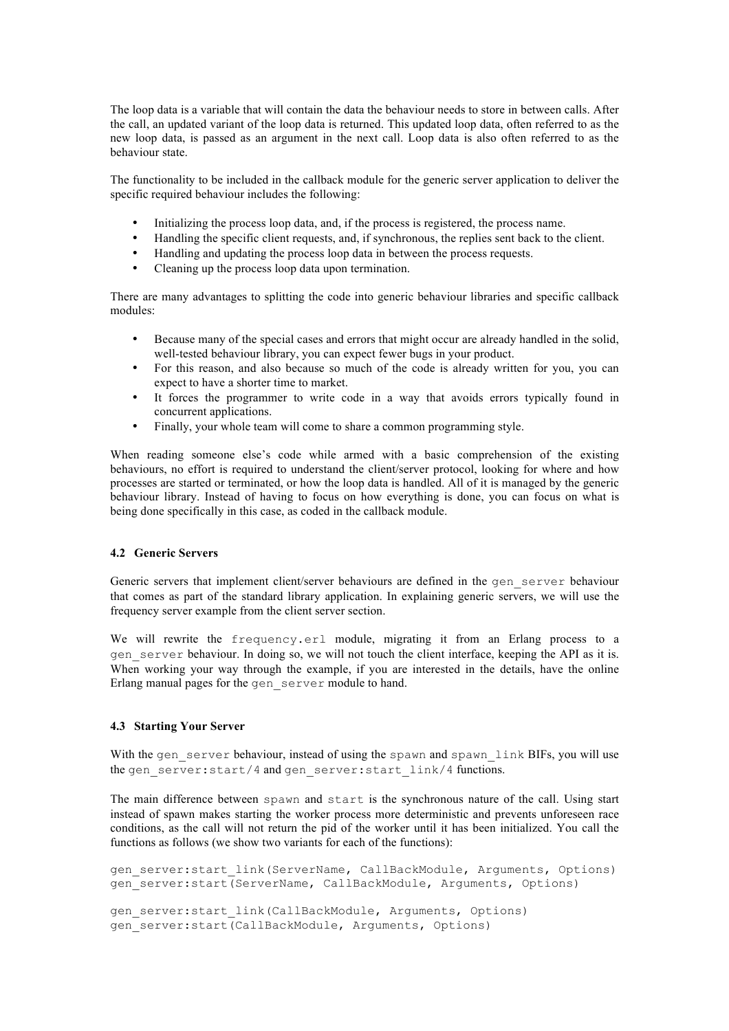The loop data is a variable that will contain the data the behaviour needs to store in between calls. After the call, an updated variant of the loop data is returned. This updated loop data, often referred to as the new loop data, is passed as an argument in the next call. Loop data is also often referred to as the behaviour state.

The functionality to be included in the callback module for the generic server application to deliver the specific required behaviour includes the following:

- Initializing the process loop data, and, if the process is registered, the process name.
- Handling the specific client requests, and, if synchronous, the replies sent back to the client.
- Handling and updating the process loop data in between the process requests.
- Cleaning up the process loop data upon termination.

There are many advantages to splitting the code into generic behaviour libraries and specific callback modules:

- Because many of the special cases and errors that might occur are already handled in the solid, well-tested behaviour library, you can expect fewer bugs in your product.
- For this reason, and also because so much of the code is already written for you, you can expect to have a shorter time to market.
- It forces the programmer to write code in a way that avoids errors typically found in concurrent applications.
- Finally, your whole team will come to share a common programming style.

When reading someone else's code while armed with a basic comprehension of the existing behaviours, no effort is required to understand the client/server protocol, looking for where and how processes are started or terminated, or how the loop data is handled. All of it is managed by the generic behaviour library. Instead of having to focus on how everything is done, you can focus on what is being done specifically in this case, as coded in the callback module.

### 4.2 Generic Servers

Generic servers that implement client/server behaviours are defined in the `gen_server` behaviour that comes as part of the standard library application. In explaining generic servers, we will use the frequency server example from the client server section.

We will rewrite the `frequency.erl` module, migrating it from an Erlang process to a `gen_server` behaviour. In doing so, we will not touch the client interface, keeping the API as it is. When working your way through the example, if you are interested in the details, have the online Erlang manual pages for the `gen_server` module to hand.

### 4.3 Starting Your Server

With the `gen_server` behaviour, instead of using the `spawn` and `spawn_link` BIFs, you will use the `gen_server:start/4` and `gen_server:start_link/4` functions.

The main difference between `spawn` and `start` is the synchronous nature of the call. Using start instead of spawn makes starting the worker process more deterministic and prevents unforeseen race conditions, as the call will not return the pid of the worker until it has been initialized. You call the functions as follows (we show two variants for each of the functions):

```
gen_server:start_link(ServerName, CallBackModule, Arguments, Options)
gen_server:start(ServerName, CallBackModule, Arguments, Options)

gen_server:start_link(CallBackModule, Arguments, Options)
gen_server:start(CallBackModule, Arguments, Options)
```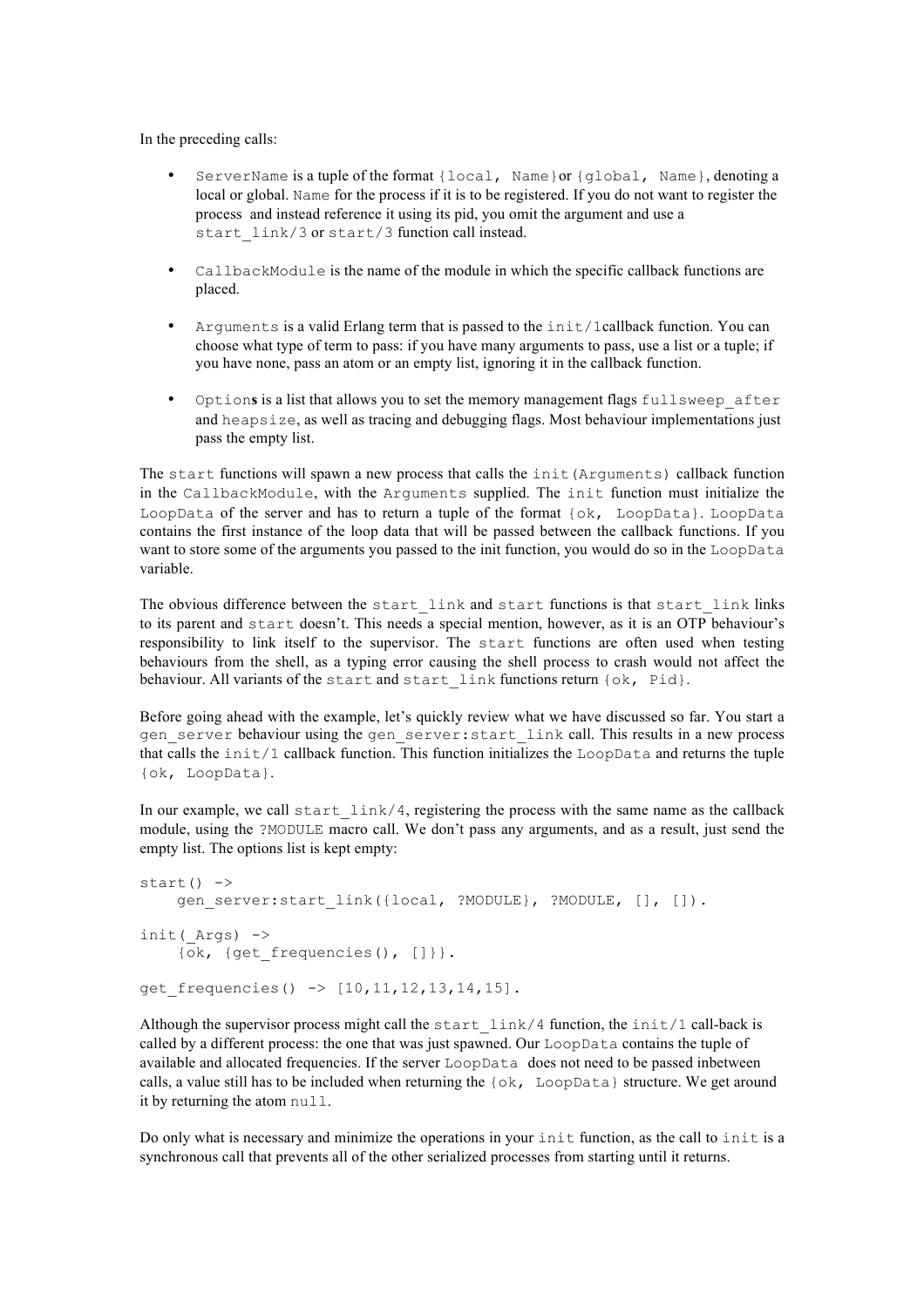In the preceding calls:

- `ServerName` is a tuple of the format `{local, Name}`or `{global, Name}`, denoting a local or global. `Name` for the process if it is to be registered. If you do not want to register the process and instead reference it using its pid, you omit the argument and use a `start_link/3` or `start/3` function call instead.

- `CallbackModule` is the name of the module in which the specific callback functions are placed.

- `Arguments` is a valid Erlang term that is passed to the `init/1`callback function. You can choose what type of term to pass: if you have many arguments to pass, use a list or a tuple; if you have none, pass an atom or an empty list, ignoring it in the callback function.

- `Options` is a list that allows you to set the memory management flags `fullsweep_after` and `heapsize`, as well as tracing and debugging flags. Most behaviour implementations just pass the empty list.

The `start` functions will spawn a new process that calls the `init(Arguments)` callback function in the `CallbackModule`, with the `Arguments` supplied. The `init` function must initialize the `LoopData` of the server and has to return a tuple of the format `{ok, LoopData}`. `LoopData` contains the first instance of the loop data that will be passed between the callback functions. If you want to store some of the arguments you passed to the init function, you would do so in the `LoopData` variable.

The obvious difference between the `start_link` and `start` functions is that `start_link` links to its parent and `start` doesn't. This needs a special mention, however, as it is an OTP behaviour's responsibility to link itself to the supervisor. The `start` functions are often used when testing behaviours from the shell, as a typing error causing the shell process to crash would not affect the behaviour. All variants of the `start` and `start_link` functions return `{ok, Pid}`.

Before going ahead with the example, let's quickly review what we have discussed so far. You start a `gen_server` behaviour using the `gen_server:start_link` call. This results in a new process that calls the `init/1` callback function. This function initializes the `LoopData` and returns the tuple `{ok, LoopData}`.

In our example, we call `start_link/4`, registering the process with the same name as the callback module, using the `?MODULE` macro call. We don't pass any arguments, and as a result, just send the empty list. The options list is kept empty:

```
start() ->
    gen_server:start_link({local, ?MODULE}, ?MODULE, [], []).

init(_Args) ->
    {ok, {get_frequencies(), []}}.

get_frequencies() -> [10,11,12,13,14,15].
```

Although the supervisor process might call the `start_link/4` function, the `init/1` call-back is called by a different process: the one that was just spawned. Our `LoopData` contains the tuple of available and allocated frequencies. If the server `LoopData` does not need to be passed inbetween calls, a value still has to be included when returning the `{ok, LoopData}` structure. We get around it by returning the atom `null`.

Do only what is necessary and minimize the operations in your `init` function, as the call to `init` is a synchronous call that prevents all of the other serialized processes from starting until it returns.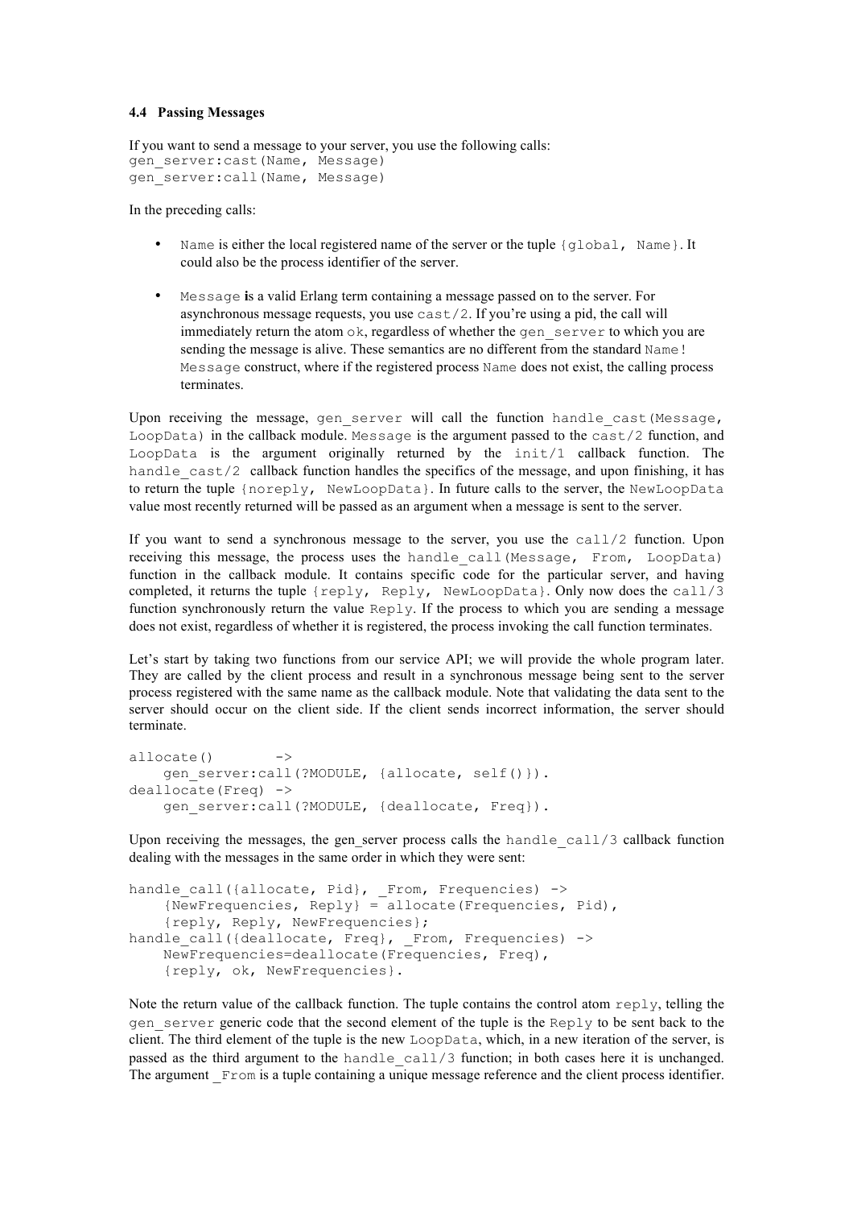### 4.4 Passing Messages

If you want to send a message to your server, you use the following calls:

```
gen_server:cast(Name, Message)
gen_server:call(Name, Message)
```

In the preceding calls:

- `Name` is either the local registered name of the server or the tuple `{global, Name}`. It could also be the process identifier of the server.
- `Message` **i**s a valid Erlang term containing a message passed on to the server. For asynchronous message requests, you use `cast/2`. If you're using a pid, the call will immediately return the atom `ok`, regardless of whether the `gen_server` to which you are sending the message is alive. These semantics are no different from the standard `Name ! Message` construct, where if the registered process `Name` does not exist, the calling process terminates.

Upon receiving the message, `gen_server` will call the function `handle_cast(Message, LoopData)` in the callback module. `Message` is the argument passed to the `cast/2` function, and `LoopData` is the argument originally returned by the `init/1` callback function. The `handle_cast/2` callback function handles the specifics of the message, and upon finishing, it has to return the tuple `{noreply, NewLoopData}`. In future calls to the server, the `NewLoopData` value most recently returned will be passed as an argument when a message is sent to the server.

If you want to send a synchronous message to the server, you use the `call/2` function. Upon receiving this message, the process uses the `handle_call(Message, From, LoopData)` function in the callback module. It contains specific code for the particular server, and having completed, it returns the tuple `{reply, Reply, NewLoopData}`. Only now does the `call/3` function synchronously return the value `Reply`. If the process to which you are sending a message does not exist, regardless of whether it is registered, the process invoking the call function terminates.

Let's start by taking two functions from our service API; we will provide the whole program later. They are called by the client process and result in a synchronous message being sent to the server process registered with the same name as the callback module. Note that validating the data sent to the server should occur on the client side. If the client sends incorrect information, the server should terminate.

```
allocate()      ->
    gen_server:call(?MODULE, {allocate, self()}).
deallocate(Freq) ->
    gen_server:call(?MODULE, {deallocate, Freq}).
```

Upon receiving the messages, the gen_server process calls the `handle_call/3` callback function dealing with the messages in the same order in which they were sent:

```
handle_call({allocate, Pid}, _From, Frequencies) ->
    {NewFrequencies, Reply} = allocate(Frequencies, Pid),
    {reply, Reply, NewFrequencies};
handle_call({deallocate, Freq}, _From, Frequencies) ->
    NewFrequencies=deallocate(Frequencies, Freq),
    {reply, ok, NewFrequencies}.
```

Note the return value of the callback function. The tuple contains the control atom `reply`, telling the `gen_server` generic code that the second element of the tuple is the `Reply` to be sent back to the client. The third element of the tuple is the new `LoopData`, which, in a new iteration of the server, is passed as the third argument to the `handle_call/3` function; in both cases here it is unchanged. The argument `_From` is a tuple containing a unique message reference and the client process identifier.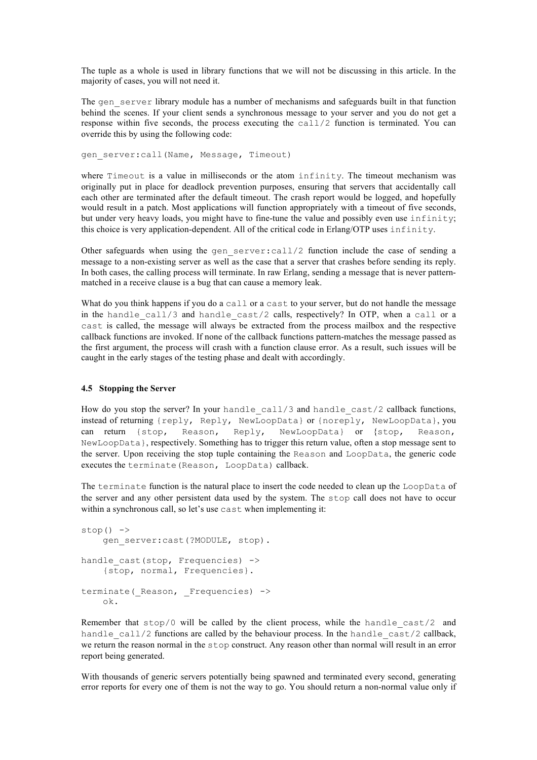The tuple as a whole is used in library functions that we will not be discussing in this article. In the majority of cases, you will not need it.

The `gen_server` library module has a number of mechanisms and safeguards built in that function behind the scenes. If your client sends a synchronous message to your server and you do not get a response within five seconds, the process executing the `call/2` function is terminated. You can override this by using the following code:

```
gen_server:call(Name, Message, Timeout)
```

where `Timeout` is a value in milliseconds or the atom `infinity`. The timeout mechanism was originally put in place for deadlock prevention purposes, ensuring that servers that accidentally call each other are terminated after the default timeout. The crash report would be logged, and hopefully would result in a patch. Most applications will function appropriately with a timeout of five seconds, but under very heavy loads, you might have to fine-tune the value and possibly even use `infinity`; this choice is very application-dependent. All of the critical code in Erlang/OTP uses `infinity`.

Other safeguards when using the `gen_server:call/2` function include the case of sending a message to a non-existing server as well as the case that a server that crashes before sending its reply. In both cases, the calling process will terminate. In raw Erlang, sending a message that is never pattern-matched in a receive clause is a bug that can cause a memory leak.

What do you think happens if you do a `call` or a `cast` to your server, but do not handle the message in the `handle_call/3` and `handle_cast/2` calls, respectively? In OTP, when a `call` or a `cast` is called, the message will always be extracted from the process mailbox and the respective callback functions are invoked. If none of the callback functions pattern-matches the message passed as the first argument, the process will crash with a function clause error. As a result, such issues will be caught in the early stages of the testing phase and dealt with accordingly.

### 4.5 Stopping the Server

How do you stop the server? In your `handle_call/3` and `handle_cast/2` callback functions, instead of returning `{reply, Reply, NewLoopData}` or `{noreply, NewLoopData}`, you can return `{stop, Reason, Reply, NewLoopData}` or `{stop, Reason, NewLoopData}`, respectively. Something has to trigger this return value, often a stop message sent to the server. Upon receiving the stop tuple containing the `Reason` and `LoopData`, the generic code executes the `terminate(Reason, LoopData)` callback.

The `terminate` function is the natural place to insert the code needed to clean up the `LoopData` of the server and any other persistent data used by the system. The `stop` call does not have to occur within a synchronous call, so let's use `cast` when implementing it:

```
stop() ->
    gen_server:cast(?MODULE, stop).

handle_cast(stop, Frequencies) ->
    {stop, normal, Frequencies}.

terminate(_Reason, _Frequencies) ->
    ok.
```

Remember that `stop/0` will be called by the client process, while the `handle_cast/2` and `handle_call/2` functions are called by the behaviour process. In the `handle_cast/2` callback, we return the reason normal in the `stop` construct. Any reason other than normal will result in an error report being generated.

With thousands of generic servers potentially being spawned and terminated every second, generating error reports for every one of them is not the way to go. You should return a non-normal value only if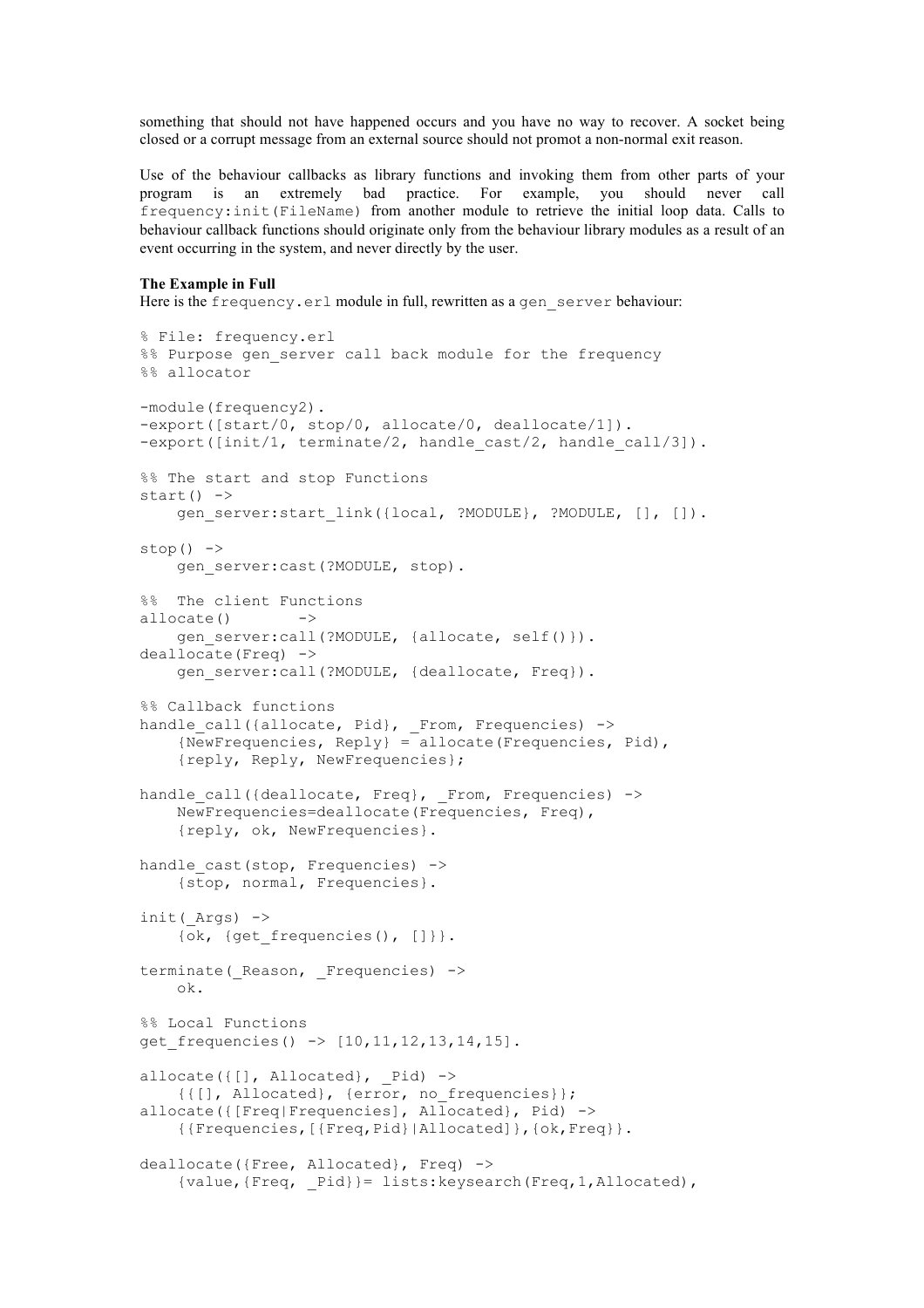something that should not have happened occurs and you have no way to recover. A socket being closed or a corrupt message from an external source should not promot a non-normal exit reason.

Use of the behaviour callbacks as library functions and invoking them from other parts of your program is an extremely bad practice. For example, you should never call `frequency:init(FileName)` from another module to retrieve the initial loop data. Calls to behaviour callback functions should originate only from the behaviour library modules as a result of an event occurring in the system, and never directly by the user.

**The Example in Full**

Here is the `frequency.erl` module in full, rewritten as a `gen_server` behaviour:

```
% File: frequency.erl
%% Purpose gen_server call back module for the frequency
%% allocator

-module(frequency2).
-export([start/0, stop/0, allocate/0, deallocate/1]).
-export([init/1, terminate/2, handle_cast/2, handle_call/3]).

%% The start and stop Functions
start() ->
    gen_server:start_link({local, ?MODULE}, ?MODULE, [], []).

stop() ->
    gen_server:cast(?MODULE, stop).

%%  The client Functions
allocate()       ->
    gen_server:call(?MODULE, {allocate, self()}).
deallocate(Freq) ->
    gen_server:call(?MODULE, {deallocate, Freq}).

%% Callback functions
handle_call({allocate, Pid}, _From, Frequencies) ->
    {NewFrequencies, Reply} = allocate(Frequencies, Pid),
    {reply, Reply, NewFrequencies};

handle_call({deallocate, Freq}, _From, Frequencies) ->
    NewFrequencies=deallocate(Frequencies, Freq),
    {reply, ok, NewFrequencies}.

handle_cast(stop, Frequencies) ->
    {stop, normal, Frequencies}.

init(_Args) ->
    {ok, {get_frequencies(), []}}.

terminate(_Reason, _Frequencies) ->
    ok.

%% Local Functions
get_frequencies() -> [10,11,12,13,14,15].

allocate({[], Allocated}, _Pid) ->
    {{[], Allocated}, {error, no_frequencies}};
allocate({[Freq|Frequencies], Allocated}, Pid) ->
    {{Frequencies,[{Freq,Pid}|Allocated]},{ok,Freq}}.

deallocate({Free, Allocated}, Freq) ->
    {value,{Freq, _Pid}}= lists:keysearch(Freq,1,Allocated),
```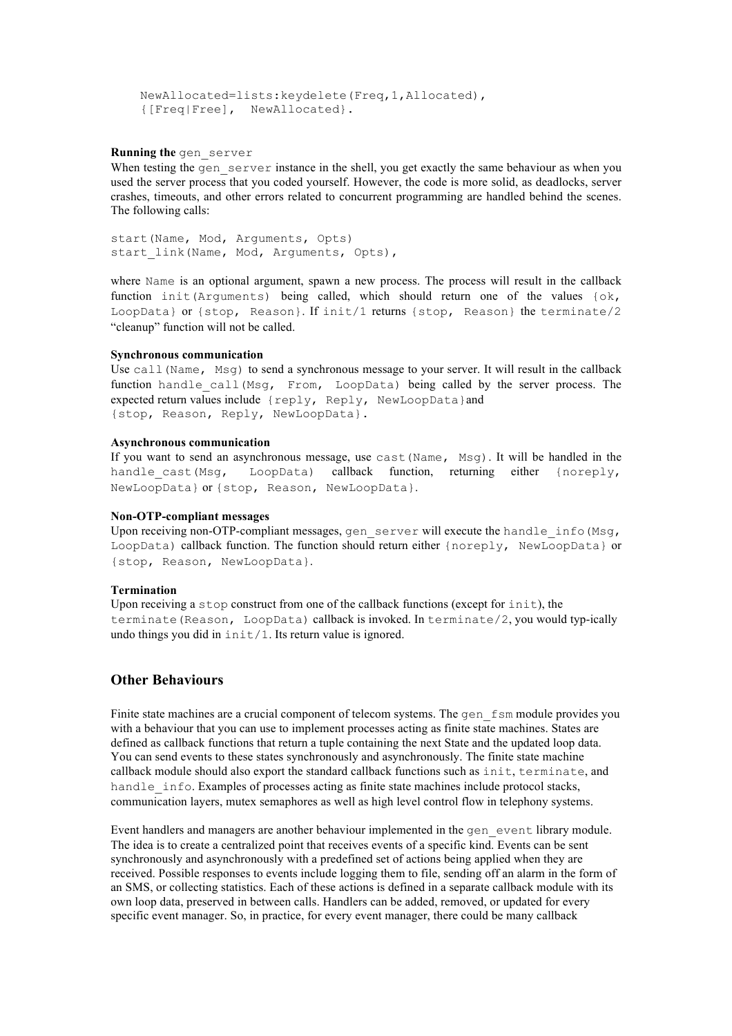```
    NewAllocated=lists:keydelete(Freq,1,Allocated),
    {[Freq|Free],  NewAllocated}.
```

**Running the** `gen_server`

When testing the `gen_server` instance in the shell, you get exactly the same behaviour as when you used the server process that you coded yourself. However, the code is more solid, as deadlocks, server crashes, timeouts, and other errors related to concurrent programming are handled behind the scenes. The following calls:

```
start(Name, Mod, Arguments, Opts)
start_link(Name, Mod, Arguments, Opts),
```

where `Name` is an optional argument, spawn a new process. The process will result in the callback function `init(Arguments)` being called, which should return one of the values `{ok, LoopData}` or `{stop, Reason}`. If `init/1` returns `{stop, Reason}` the `terminate/2` "cleanup" function will not be called.

**Synchronous communication**

Use `call(Name, Msg)` to send a synchronous message to your server. It will result in the callback function `handle_call(Msg, From, LoopData)` being called by the server process. The expected return values include `{reply, Reply, NewLoopData}`and `{stop, Reason, Reply, NewLoopData}`.

**Asynchronous communication**

If you want to send an asynchronous message, use `cast(Name, Msg)`. It will be handled in the `handle_cast(Msg, LoopData)` callback function, returning either `{noreply, NewLoopData}` or `{stop, Reason, NewLoopData}`.

**Non-OTP-compliant messages**

Upon receiving non-OTP-compliant messages, `gen_server` will execute the `handle_info(Msg, LoopData)` callback function. The function should return either `{noreply, NewLoopData}` or `{stop, Reason, NewLoopData}`.

**Termination**

Upon receiving a `stop` construct from one of the callback functions (except for `init`), the `terminate(Reason, LoopData)` callback is invoked. In `terminate/2`, you would typ-ically undo things you did in `init/1`. Its return value is ignored.

## Other Behaviours

Finite state machines are a crucial component of telecom systems. The `gen_fsm` module provides you with a behaviour that you can use to implement processes acting as finite state machines. States are defined as callback functions that return a tuple containing the next State and the updated loop data. You can send events to these states synchronously and asynchronously. The finite state machine callback module should also export the standard callback functions such as `init`, `terminate`, and `handle_info`. Examples of processes acting as finite state machines include protocol stacks, communication layers, mutex semaphores as well as high level control flow in telephony systems.

Event handlers and managers are another behaviour implemented in the `gen_event` library module. The idea is to create a centralized point that receives events of a specific kind. Events can be sent synchronously and asynchronously with a predefined set of actions being applied when they are received. Possible responses to events include logging them to file, sending off an alarm in the form of an SMS, or collecting statistics. Each of these actions is defined in a separate callback module with its own loop data, preserved in between calls. Handlers can be added, removed, or updated for every specific event manager. So, in practice, for every event manager, there could be many callback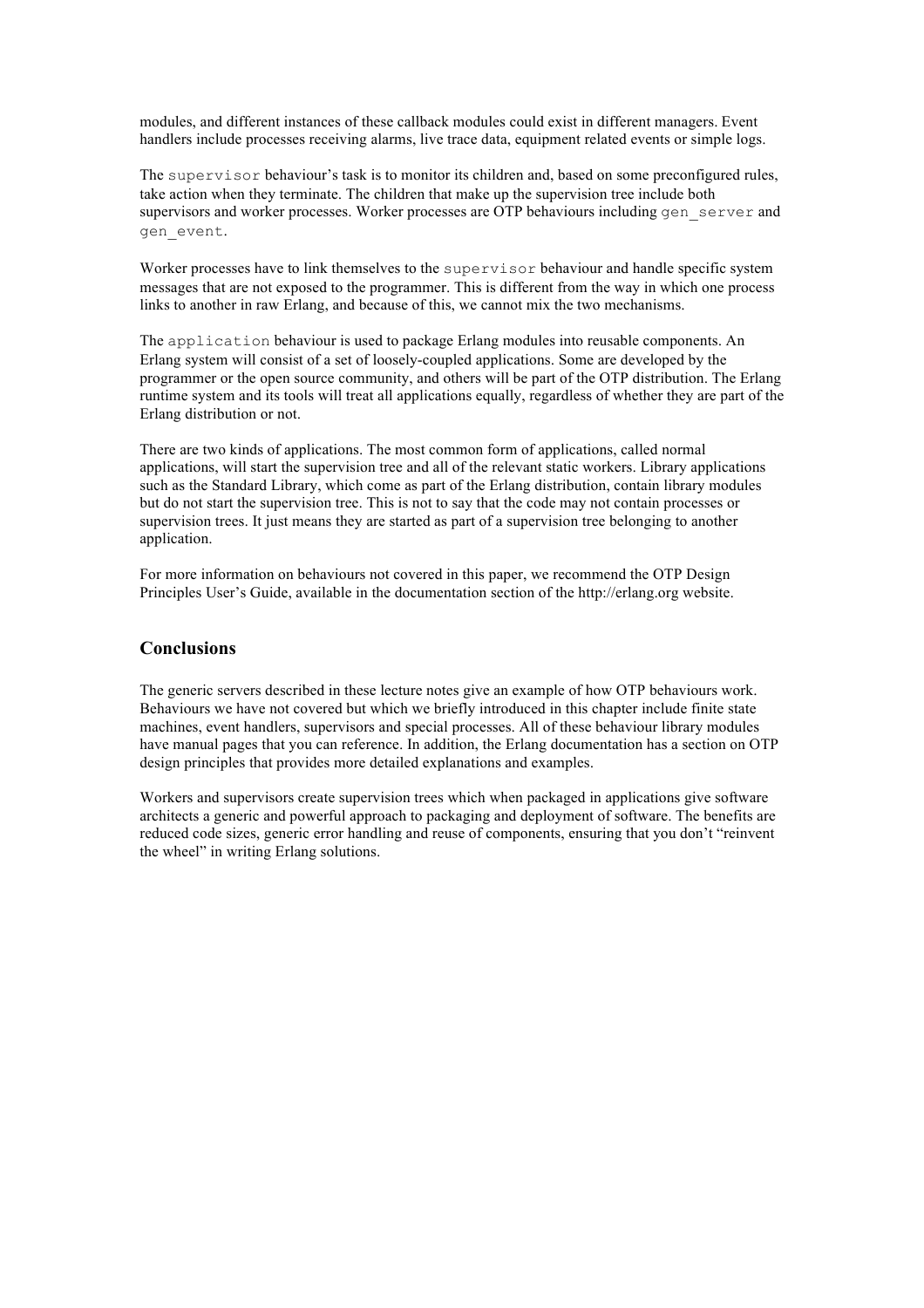modules, and different instances of these callback modules could exist in different managers. Event handlers include processes receiving alarms, live trace data, equipment related events or simple logs.

The `supervisor` behaviour's task is to monitor its children and, based on some preconfigured rules, take action when they terminate. The children that make up the supervision tree include both supervisors and worker processes. Worker processes are OTP behaviours including `gen_server` and `gen_event`.

Worker processes have to link themselves to the `supervisor` behaviour and handle specific system messages that are not exposed to the programmer. This is different from the way in which one process links to another in raw Erlang, and because of this, we cannot mix the two mechanisms.

The `application` behaviour is used to package Erlang modules into reusable components. An Erlang system will consist of a set of loosely-coupled applications. Some are developed by the programmer or the open source community, and others will be part of the OTP distribution. The Erlang runtime system and its tools will treat all applications equally, regardless of whether they are part of the Erlang distribution or not.

There are two kinds of applications. The most common form of applications, called normal applications, will start the supervision tree and all of the relevant static workers. Library applications such as the Standard Library, which come as part of the Erlang distribution, contain library modules but do not start the supervision tree. This is not to say that the code may not contain processes or supervision trees. It just means they are started as part of a supervision tree belonging to another application.

For more information on behaviours not covered in this paper, we recommend the OTP Design Principles User's Guide, available in the documentation section of the http://erlang.org website.

## Conclusions

The generic servers described in these lecture notes give an example of how OTP behaviours work. Behaviours we have not covered but which we briefly introduced in this chapter include finite state machines, event handlers, supervisors and special processes. All of these behaviour library modules have manual pages that you can reference. In addition, the Erlang documentation has a section on OTP design principles that provides more detailed explanations and examples.

Workers and supervisors create supervision trees which when packaged in applications give software architects a generic and powerful approach to packaging and deployment of software. The benefits are reduced code sizes, generic error handling and reuse of components, ensuring that you don't "reinvent the wheel" in writing Erlang solutions.